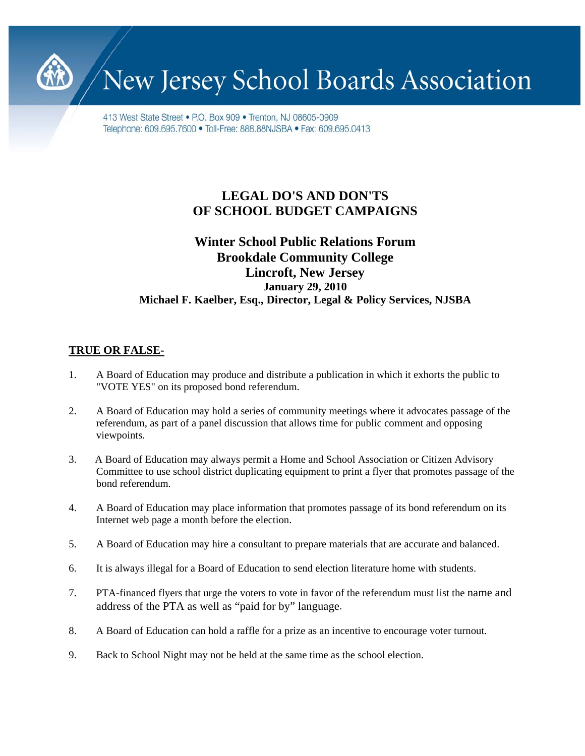# New Jersey School Boards Association

413 West State Street • P.O. Box 909 • Trenton, NJ 08605-0909
Telephone: 609.695.7600 • Toll-Free: 888.88NJSBA • Fax: 609.695.0413

## LEGAL DO'S AND DON'TS OF SCHOOL BUDGET CAMPAIGNS

### Winter School Public Relations Forum
### Brookdale Community College
### Lincroft, New Jersey

**January 29, 2010**

**Michael F. Kaelber, Esq., Director, Legal & Policy Services, NJSBA**

**<u>TRUE OR FALSE-</u>**

1. A Board of Education may produce and distribute a publication in which it exhorts the public to "VOTE YES" on its proposed bond referendum.

2. A Board of Education may hold a series of community meetings where it advocates passage of the referendum, as part of a panel discussion that allows time for public comment and opposing viewpoints.

3. A Board of Education may always permit a Home and School Association or Citizen Advisory Committee to use school district duplicating equipment to print a flyer that promotes passage of the bond referendum.

4. A Board of Education may place information that promotes passage of its bond referendum on its Internet web page a month before the election.

5. A Board of Education may hire a consultant to prepare materials that are accurate and balanced.

6. It is always illegal for a Board of Education to send election literature home with students.

7. PTA-financed flyers that urge the voters to vote in favor of the referendum must list the name and address of the PTA as well as "paid for by" language.

8. A Board of Education can hold a raffle for a prize as an incentive to encourage voter turnout.

9. Back to School Night may not be held at the same time as the school election.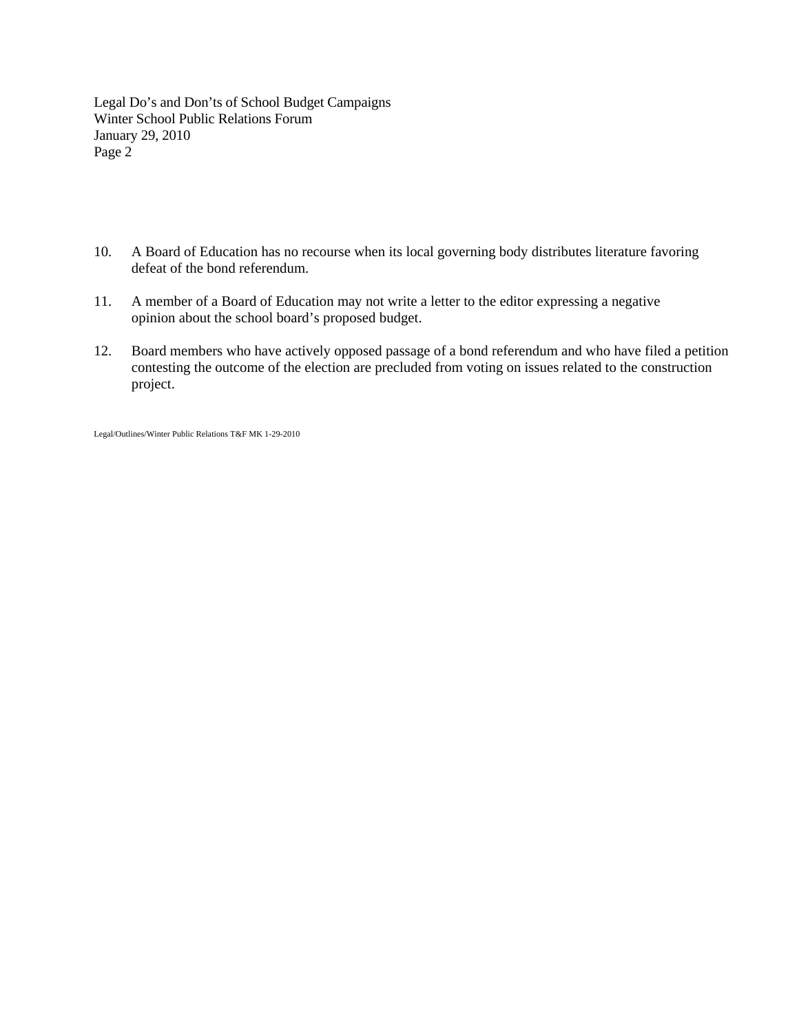10. A Board of Education has no recourse when its local governing body distributes literature favoring defeat of the bond referendum.

11. A member of a Board of Education may not write a letter to the editor expressing a negative opinion about the school board's proposed budget.

12. Board members who have actively opposed passage of a bond referendum and who have filed a petition contesting the outcome of the election are precluded from voting on issues related to the construction project.

Legal/Outlines/Winter Public Relations T&F MK 1-29-2010